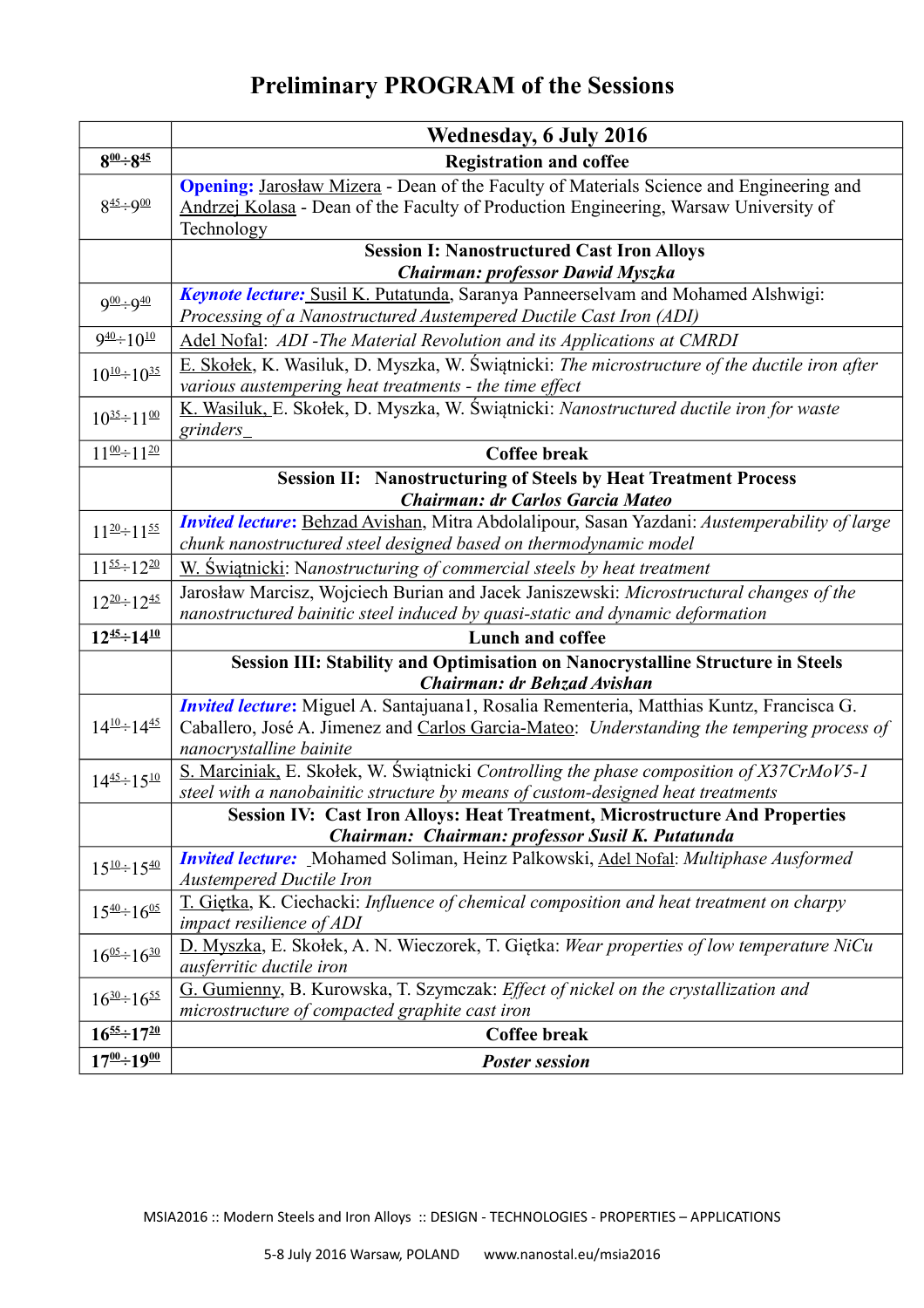# Preliminary PROGRAM of the Sessions

| | Wednesday, 6 July 2016 |
|---|---|
| **8⁰⁰÷8⁴⁵** | **Registration and coffee** |
| 8⁴⁵÷9⁰⁰ | **Opening:** Jarosław Mizera - Dean of the Faculty of Materials Science and Engineering and Andrzej Kolasa - Dean of the Faculty of Production Engineering, Warsaw University of Technology |
| | **Session I: Nanostructured Cast Iron Alloys** ***Chairman: professor Dawid Myszka*** |
| 9⁰⁰÷9⁴⁰ | ***Keynote lecture:*** Susil K. Putatunda, Saranya Panneerselvam and Mohamed Alshwigi: *Processing of a Nanostructured Austempered Ductile Cast Iron (ADI)* |
| 9⁴⁰÷10¹⁰ | Adel Nofal: *ADI -The Material Revolution and its Applications at CMRDI* |
| 10¹⁰÷10³⁵ | E. Skołek, K. Wasiluk, D. Myszka, W. Świątnicki: *The microstructure of the ductile iron after various austempering heat treatments - the time effect* |
| 10³⁵÷11⁰⁰ | K. Wasiluk, E. Skołek, D. Myszka, W. Świątnicki: *Nanostructured ductile iron for waste grinders* |
| 11⁰⁰÷11²⁰ | **Coffee break** |
| | **Session II: Nanostructuring of Steels by Heat Treatment Process** ***Chairman: dr Carlos Garcia Mateo*** |
| 11²⁰÷11⁵⁵ | ***Invited lecture:*** Behzad Avishan, Mitra Abdolalipour, Sasan Yazdani: *Austemperability of large chunk nanostructured steel designed based on thermodynamic model* |
| 11⁵⁵÷12²⁰ | W. Świątnicki: *Nanostructuring of commercial steels by heat treatment* |
| 12²⁰÷12⁴⁵ | Jarosław Marcisz, Wojciech Burian and Jacek Janiszewski: *Microstructural changes of the nanostructured bainitic steel induced by quasi-static and dynamic deformation* |
| **12⁴⁵÷14¹⁰** | **Lunch and coffee** |
| | **Session III: Stability and Optimisation on Nanocrystalline Structure in Steels** ***Chairman: dr Behzad Avishan*** |
| 14¹⁰÷14⁴⁵ | ***Invited lecture:*** Miguel A. Santajuana1, Rosalia Rementeria, Matthias Kuntz, Francisca G. Caballero, José A. Jimenez and Carlos Garcia-Mateo: *Understanding the tempering process of nanocrystalline bainite* |
| 14⁴⁵÷15¹⁰ | S. Marciniak, E. Skołek, W. Świątnicki *Controlling the phase composition of X37CrMoV5-1 steel with a nanobainitic structure by means of custom-designed heat treatments* |
| | **Session IV: Cast Iron Alloys: Heat Treatment, Microstructure And Properties** ***Chairman: Chairman: professor Susil K. Putatunda*** |
| 15¹⁰÷15⁴⁰ | ***Invited lecture:*** Mohamed Soliman, Heinz Palkowski, Adel Nofal: *Multiphase Ausformed Austempered Ductile Iron* |
| 15⁴⁰÷16⁰⁵ | T. Giętka, K. Ciechacki: *Influence of chemical composition and heat treatment on charpy impact resilience of ADI* |
| 16⁰⁵÷16³⁰ | D. Myszka, E. Skołek, A. N. Wieczorek, T. Giętka: *Wear properties of low temperature NiCu ausferritic ductile iron* |
| 16³⁰÷16⁵⁵ | G. Gumienny, B. Kurowska, T. Szymczak: *Effect of nickel on the crystallization and microstructure of compacted graphite cast iron* |
| **16⁵⁵÷17²⁰** | **Coffee break** |
| **17⁰⁰÷19⁰⁰** | ***Poster session*** |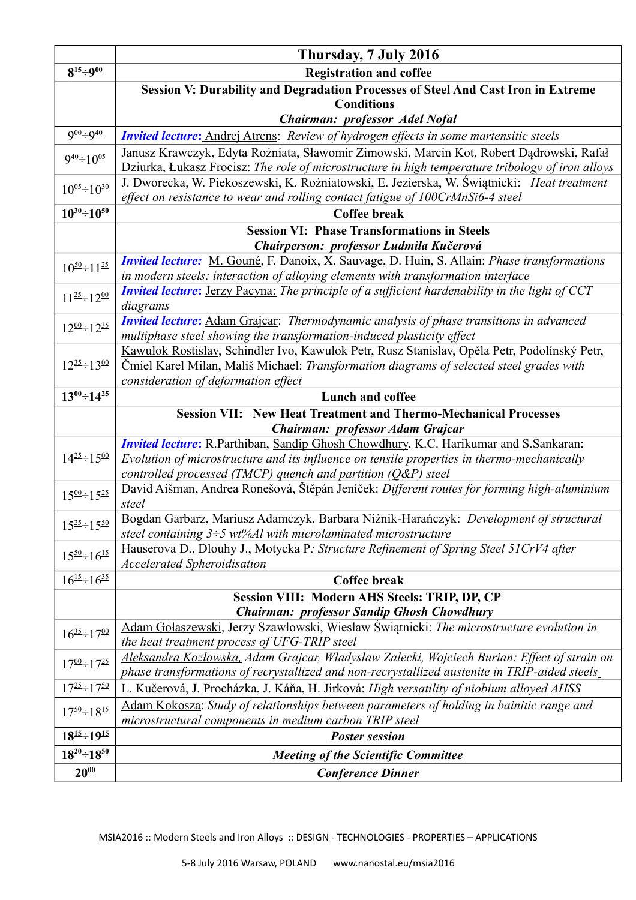| | Thursday, 7 July 2016 |
|---|---|
| 8:15÷9:00 | **Registration and coffee** |
| | **Session V: Durability and Degradation Processes of Steel And Cast Iron in Extreme Conditions** <br> ***Chairman: professor Adel Nofal*** |
| 9:00÷9:40 | ***Invited lecture***: Andrej Atrens: *Review of hydrogen effects in some martensitic steels* |
| 9:40÷10:05 | Janusz Krawczyk, Edyta Rożniata, Sławomir Zimowski, Marcin Kot, Robert Dądrowski, Rafał Dziurka, Łukasz Frocisz: *The role of microstructure in high temperature tribology of iron alloys* |
| 10:05÷10:30 | J. Dworecka, W. Piekoszewski, K. Rożniatowski, E. Jezierska, W. Świątnicki: *Heat treatment effect on resistance to wear and rolling contact fatigue of 100CrMnSi6-4 steel* |
| **10:30÷10:50** | **Coffee break** |
| | **Session VI: Phase Transformations in Steels** <br> ***Chairperson: professor Ludmila Kučerová*** |
| 10:50÷11:25 | ***Invited lecture:*** M. Gouné, F. Danoix, X. Sauvage, D. Huin, S. Allain: *Phase transformations in modern steels: interaction of alloying elements with transformation interface* |
| 11:25÷12:00 | ***Invited lecture***: Jerzy Pacyna: *The principle of a sufficient hardenability in the light of CCT diagrams* |
| 12:00÷12:35 | ***Invited lecture***: Adam Grajcar: *Thermodynamic analysis of phase transitions in advanced multiphase steel showing the transformation-induced plasticity effect* |
| 12:35÷13:00 | Kawulok Rostislav, Schindler Ivo, Kawulok Petr, Rusz Stanislav, Opěla Petr, Podolínský Petr, Čmiel Karel Milan, Mališ Michael: *Transformation diagrams of selected steel grades with consideration of deformation effect* |
| **13:00÷14:25** | **Lunch and coffee** |
| | **Session VII: New Heat Treatment and Thermo-Mechanical Processes** <br> ***Chairman: professor Adam Grajcar*** |
| 14:25÷15:00 | ***Invited lecture***: R.Parthiban, Sandip Ghosh Chowdhury, K.C. Harikumar and S.Sankaran: *Evolution of microstructure and its influence on tensile properties in thermo-mechanically controlled processed (TMCP) quench and partition (Q&P) steel* |
| 15:00÷15:25 | David Aišman, Andrea Ronešová, Štěpán Jeníček: *Different routes for forming high-aluminium steel* |
| 15:25÷15:50 | Bogdan Garbarz, Mariusz Adamczyk, Barbara Niżnik-Harańczyk: *Development of structural steel containing 3÷5 wt%Al with microlaminated microstructure* |
| 15:50÷16:15 | Hauserova D., Dlouhy J., Motycka P*: Structure Refinement of Spring Steel 51CrV4 after Accelerated Spheroidisation* |
| 16:15÷16:35 | **Coffee break** |
| | **Session VIII: Modern AHS Steels: TRIP, DP, CP** <br> ***Chairman: professor Sandip Ghosh Chowdhury*** |
| 16:35÷17:00 | Adam Gołaszewski, Jerzy Szawłowski, Wiesław Świątnicki: *The microstructure evolution in the heat treatment process of UFG-TRIP steel* |
| 17:00÷17:25 | *Aleksandra Kozłowska, Adam Grajcar, Władysław Zalecki, Wojciech Burian: Effect of strain on phase transformations of recrystallized and non-recrystallized austenite in TRIP-aided steels* |
| 17:25÷17:50 | L. Kučerová, J. Procházka, J. Káňa, H. Jirková: *High versatility of niobium alloyed AHSS* |
| 17:50÷18:15 | Adam Kokosza: *Study of relationships between parameters of holding in bainitic range and microstructural components in medium carbon TRIP steel* |
| **18:15÷19:15** | ***Poster session*** |
| **18:20÷18:50** | ***Meeting of the Scientific Committee*** |
| **20:00** | ***Conference Dinner*** |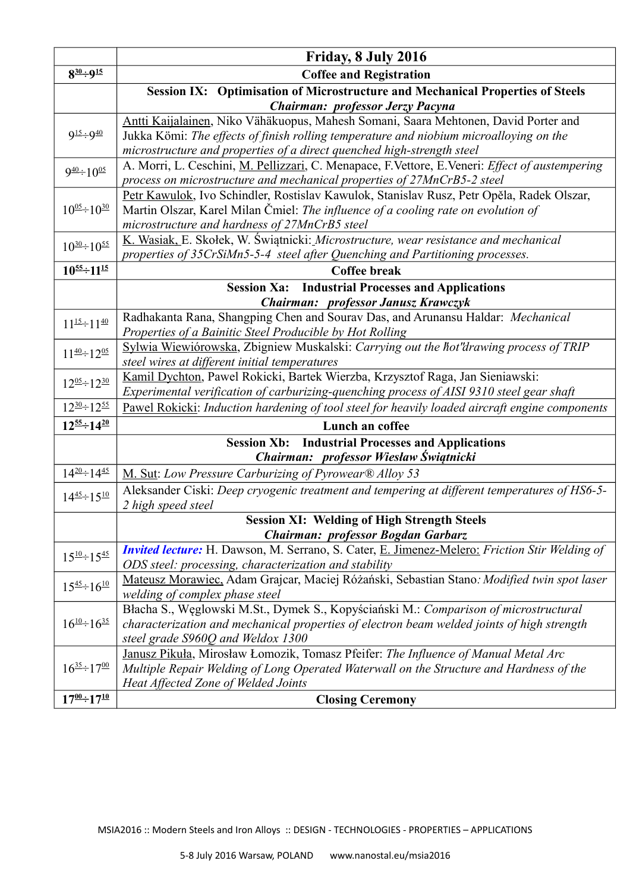| | **Friday, 8 July 2016** |
|---|---|
| **8:30÷9:15** | **Coffee and Registration** |
| | **Session IX: Optimisation of Microstructure and Mechanical Properties of Steels** ***Chairman: professor Jerzy Pacyna*** |
| 9:15÷9:40 | Antti Kaijalainen, Niko Vähäkuopus, Mahesh Somani, Saara Mehtonen, David Porter and Jukka Kömi: *The effects of finish rolling temperature and niobium microalloying on the microstructure and properties of a direct quenched high-strength steel* |
| 9:40÷10:05 | A. Morri, L. Ceschini, M. Pellizzari, C. Menapace, F.Vettore, E.Veneri: *Effect of austempering process on microstructure and mechanical properties of 27MnCrB5-2 steel* |
| 10:05÷10:30 | Petr Kawulok, Ivo Schindler, Rostislav Kawulok, Stanislav Rusz, Petr Opěla, Radek Olszar, Martin Olszar, Karel Milan Čmiel: *The influence of a cooling rate on evolution of microstructure and hardness of 27MnCrB5 steel* |
| 10:30÷10:55 | K. Wasiak, E. Skołek, W. Świątnicki: *Microstructure, wear resistance and mechanical properties of 35CrSiMn5-5-4 steel after Quenching and Partitioning processes.* |
| **10:55÷11:15** | **Coffee break** |
| | **Session Xa: Industrial Processes and Applications** ***Chairman: professor Janusz Krawczyk*** |
| 11:15÷11:40 | Radhakanta Rana, Shangping Chen and Sourav Das, and Arunansu Haldar: *Mechanical Properties of a Bainitic Steel Producible by Hot Rolling* |
| 11:40÷12:05 | Sylwia Wiewiórowska, Zbigniew Muskalski: *Carrying out the "hot" drawing process of TRIP steel wires at different initial temperatures* |
| 12:05÷12:30 | Kamil Dychton, Pawel Rokicki, Bartek Wierzba, Krzysztof Raga, Jan Sieniawski: *Experimental verification of carburizing-quenching process of AISI 9310 steel gear shaft* |
| 12:30÷12:55 | Pawel Rokicki: *Induction hardening of tool steel for heavily loaded aircraft engine components* |
| **12:55÷14:20** | **Lunch an coffee** |
| | **Session Xb: Industrial Processes and Applications** ***Chairman: professor Wiesław Świątnicki*** |
| 14:20÷14:45 | M. Sut: *Low Pressure Carburizing of Pyrowear® Alloy 53* |
| 14:45÷15:10 | Aleksander Ciski: *Deep cryogenic treatment and tempering at different temperatures of HS6-5-2 high speed steel* |
| | **Session XI: Welding of High Strength Steels** ***Chairman: professor Bogdan Garbarz*** |
| 15:10÷15:45 | ***Invited lecture:*** H. Dawson, M. Serrano, S. Cater, E. Jimenez-Melero: *Friction Stir Welding of ODS steel: processing, characterization and stability* |
| 15:45÷16:10 | Mateusz Morawiec, Adam Grajcar, Maciej Różański, Sebastian Stano*: Modified twin spot laser welding of complex phase steel* |
| 16:10÷16:35 | Błacha S., Węglowski M.St., Dymek S., Kopyściański M.: *Comparison of microstructural characterization and mechanical properties of electron beam welded joints of high strength steel grade S960Q and Weldox 1300* |
| 16:35÷17:00 | Janusz Pikuła, Mirosław Łomozik, Tomasz Pfeifer: *The Influence of Manual Metal Arc Multiple Repair Welding of Long Operated Waterwall on the Structure and Hardness of the Heat Affected Zone of Welded Joints* |
| **17:00÷17:10** | **Closing Ceremony** |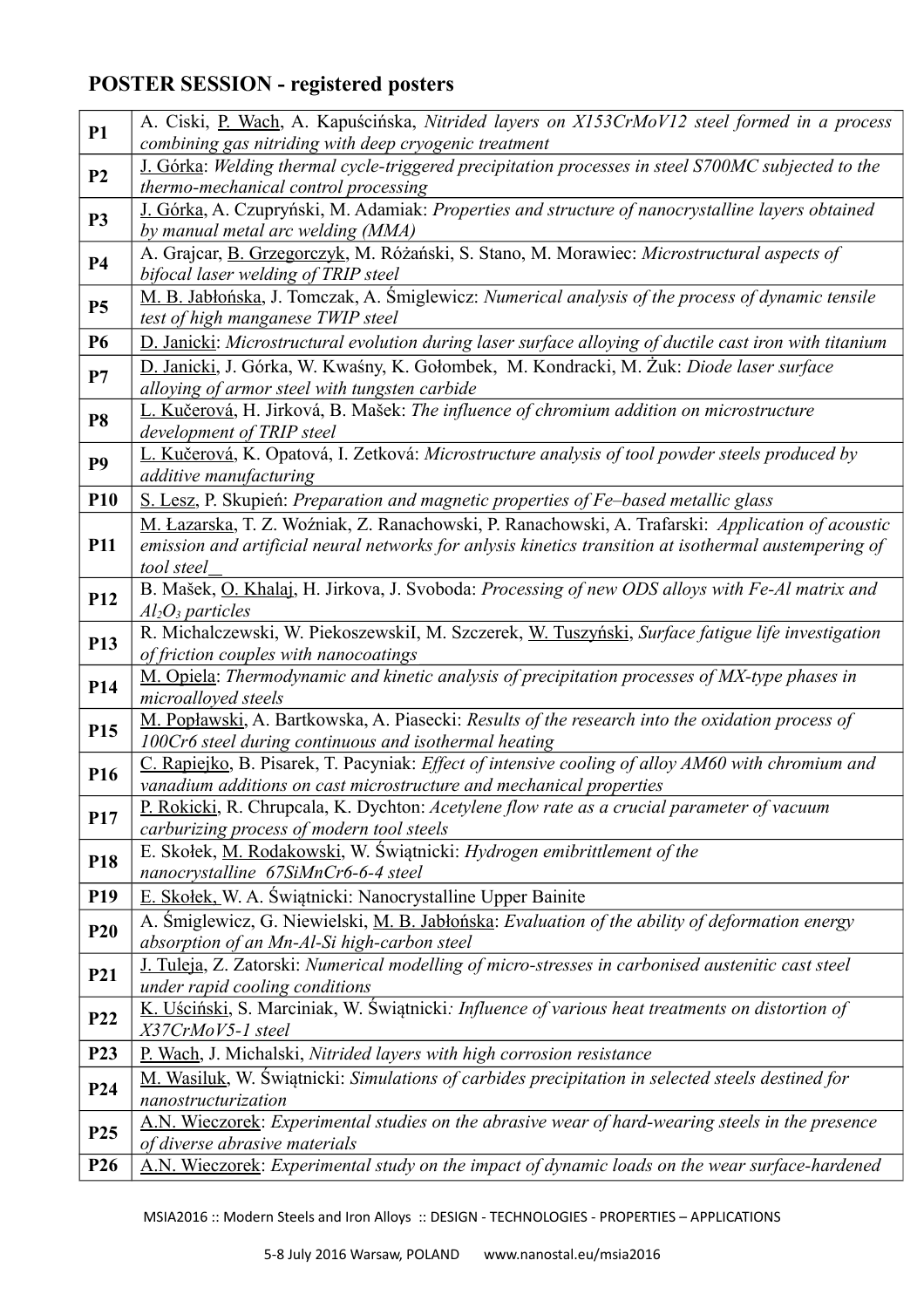## POSTER SESSION - registered posters

| | |
|---|---|
| **P1** | A. Ciski, P. Wach, A. Kapuścińska, *Nitrided layers on X153CrMoV12 steel formed in a process combining gas nitriding with deep cryogenic treatment* |
| **P2** | J. Górka: *Welding thermal cycle-triggered precipitation processes in steel S700MC subjected to the thermo-mechanical control processing* |
| **P3** | J. Górka, A. Czupryński, M. Adamiak: *Properties and structure of nanocrystalline layers obtained by manual metal arc welding (MMA)* |
| **P4** | A. Grajcar, B. Grzegorczyk, M. Różański, S. Stano, M. Morawiec: *Microstructural aspects of bifocal laser welding of TRIP steel* |
| **P5** | M. B. Jabłońska, J. Tomczak, A. Śmiglewicz: *Numerical analysis of the process of dynamic tensile test of high manganese TWIP steel* |
| **P6** | D. Janicki: *Microstructural evolution during laser surface alloying of ductile cast iron with titanium* |
| **P7** | D. Janicki, J. Górka, W. Kwaśny, K. Gołombek, M. Kondracki, M. Żuk: *Diode laser surface alloying of armor steel with tungsten carbide* |
| **P8** | L. Kučerová, H. Jirková, B. Mašek: *The influence of chromium addition on microstructure development of TRIP steel* |
| **P9** | L. Kučerová, K. Opatová, I. Zetková: *Microstructure analysis of tool powder steels produced by additive manufacturing* |
| **P10** | S. Lesz, P. Skupień: *Preparation and magnetic properties of Fe–based metallic glass* |
| **P11** | M. Łazarska, T. Z. Woźniak, Z. Ranachowski, P. Ranachowski, A. Trafarski: *Application of acoustic emission and artificial neural networks for anlysis kinetics transition at isothermal austempering of tool steel__* |
| **P12** | B. Mašek, O. Khalaj, H. Jirkova, J. Svoboda: *Processing of new ODS alloys with Fe-Al matrix and $Al_2O_3$ particles* |
| **P13** | R. Michalczewski, W. PiekoszewskiI, M. Szczerek, W. Tuszyński, *Surface fatigue life investigation of friction couples with nanocoatings* |
| **P14** | M. Opiela: *Thermodynamic and kinetic analysis of precipitation processes of MX-type phases in microalloyed steels* |
| **P15** | M. Popławski, A. Bartkowska, A. Piasecki: *Results of the research into the oxidation process of 100Cr6 steel during continuous and isothermal heating* |
| **P16** | C. Rapiejko, B. Pisarek, T. Pacyniak: *Effect of intensive cooling of alloy AM60 with chromium and vanadium additions on cast microstructure and mechanical properties* |
| **P17** | P. Rokicki, R. Chrupcala, K. Dychton: *Acetylene flow rate as a crucial parameter of vacuum carburizing process of modern tool steels* |
| **P18** | E. Skołek, M. Rodakowski, W. Świątnicki: *Hydrogen emibrittlement of the nanocrystalline 67SiMnCr6-6-4 steel* |
| **P19** | E. Skołek, W. A. Świątnicki: Nanocrystalline Upper Bainite |
| **P20** | A. Śmiglewicz, G. Niewielski, M. B. Jabłońska: *Evaluation of the ability of deformation energy absorption of an Mn-Al-Si high-carbon steel* |
| **P21** | J. Tuleja, Z. Zatorski: *Numerical modelling of micro-stresses in carbonised austenitic cast steel under rapid cooling conditions* |
| **P22** | K. Uściński, S. Marciniak, W. Świątnicki*: Influence of various heat treatments on distortion of X37CrMoV5-1 steel* |
| **P23** | P. Wach, J. Michalski, *Nitrided layers with high corrosion resistance* |
| **P24** | M. Wasiluk, W. Świątnicki: *Simulations of carbides precipitation in selected steels destined for nanostructurization* |
| **P25** | A.N. Wieczorek: *Experimental studies on the abrasive wear of hard-wearing steels in the presence of diverse abrasive materials* |
| **P26** | A.N. Wieczorek: *Experimental study on the impact of dynamic loads on the wear surface-hardened* |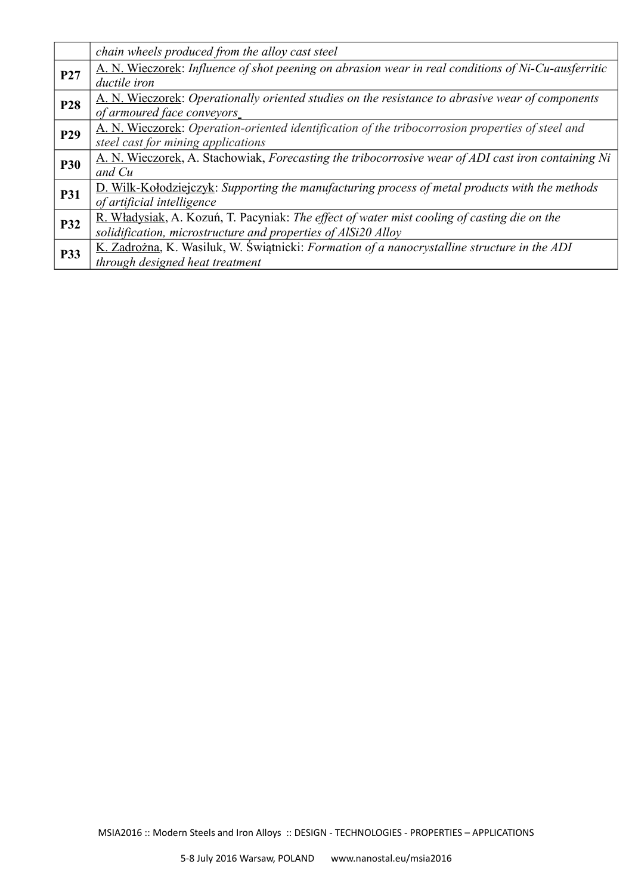| | |
|---|---|
| | *chain wheels produced from the alloy cast steel* |
| **P27** | A. N. Wieczorek: *Influence of shot peening on abrasion wear in real conditions of Ni-Cu-ausferritic ductile iron* |
| **P28** | A. N. Wieczorek: *Operationally oriented studies on the resistance to abrasive wear of components of armoured face conveyors* |
| **P29** | A. N. Wieczorek: *Operation-oriented identification of the tribocorrosion properties of steel and steel cast for mining applications* |
| **P30** | A. N. Wieczorek, A. Stachowiak, *Forecasting the tribocorrosive wear of ADI cast iron containing Ni and Cu* |
| **P31** | D. Wilk-Kołodziejczyk: *Supporting the manufacturing process of metal products with the methods of artificial intelligence* |
| **P32** | R. Władysiak, A. Kozuń, T. Pacyniak: *The effect of water mist cooling of casting die on the solidification, microstructure and properties of AlSi20 Alloy* |
| **P33** | K. Zadrożna, K. Wasiluk, W. Świątnicki: *Formation of a nanocrystalline structure in the ADI through designed heat treatment* |